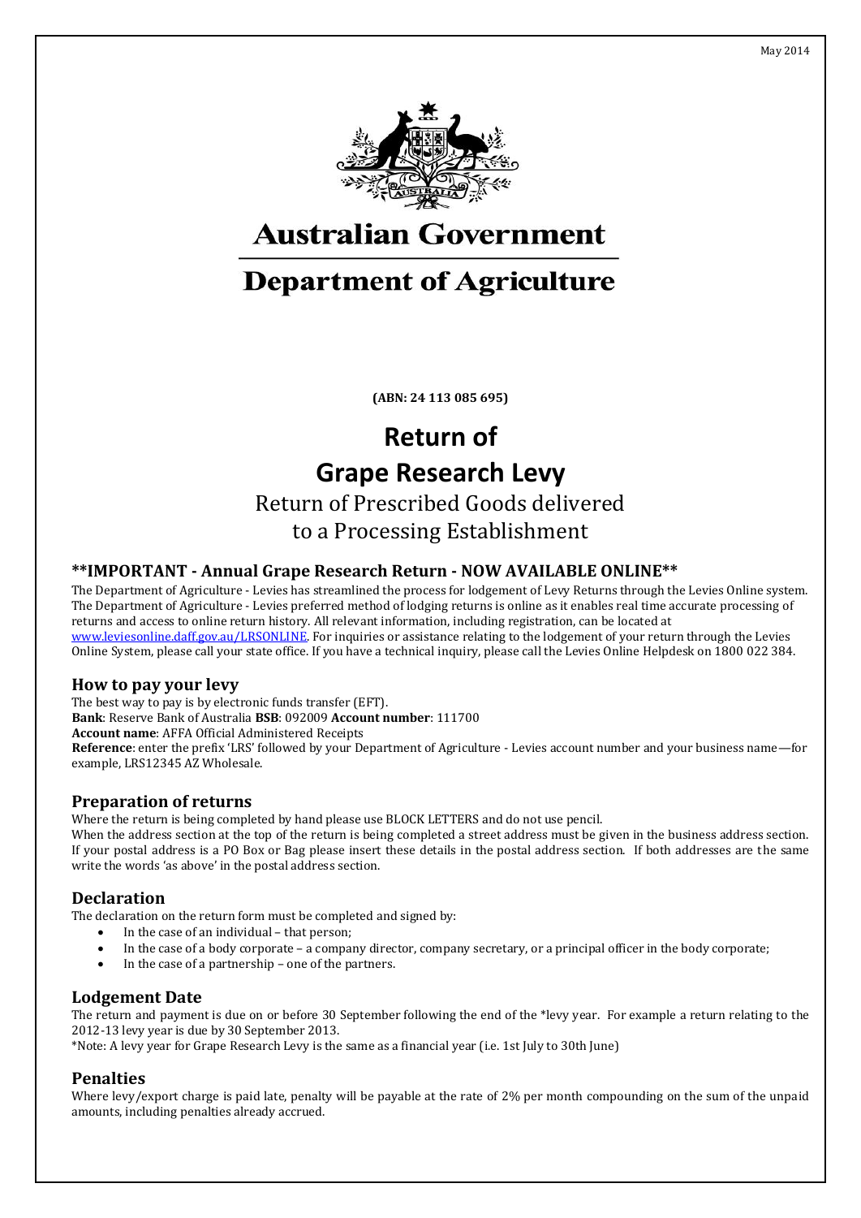May 2014

Australian Government

Department of Agriculture

**(ABN: 24 113 085 695)**

# Return of Grape Research Levy

Return of Prescribed Goods delivered to a Processing Establishment

### **IMPORTANT - Annual Grape Research Return - NOW AVAILABLE ONLINE**

The Department of Agriculture - Levies has streamlined the process for lodgement of Levy Returns through the Levies Online system. The Department of Agriculture - Levies preferred method of lodging returns is online as it enables real time accurate processing of returns and access to online return history. All relevant information, including registration, can be located at [www.leviesonline.daff.gov.au/LRSONLINE](www.leviesonline.daff.gov.au/LRSONLINE). For inquiries or assistance relating to the lodgement of your return through the Levies Online System, please call your state office. If you have a technical inquiry, please call the Levies Online Helpdesk on 1800 022 384.

### How to pay your levy

The best way to pay is by electronic funds transfer (EFT).
**Bank**: Reserve Bank of Australia **BSB**: 092009 **Account number**: 111700
**Account name**: AFFA Official Administered Receipts
**Reference**: enter the prefix 'LRS' followed by your Department of Agriculture - Levies account number and your business name—for example, LRS12345 AZ Wholesale.

### Preparation of returns

Where the return is being completed by hand please use BLOCK LETTERS and do not use pencil.
When the address section at the top of the return is being completed a street address must be given in the business address section. If your postal address is a PO Box or Bag please insert these details in the postal address section. If both addresses are the same write the words 'as above' in the postal address section.

### Declaration

The declaration on the return form must be completed and signed by:

- In the case of an individual – that person;
- In the case of a body corporate – a company director, company secretary, or a principal officer in the body corporate;
- In the case of a partnership – one of the partners.

### Lodgement Date

The return and payment is due on or before 30 September following the end of the *levy year. For example a return relating to the 2012-13 levy year is due by 30 September 2013.
*Note: A levy year for Grape Research Levy is the same as a financial year (i.e. 1st July to 30th June)

### Penalties

Where levy/export charge is paid late, penalty will be payable at the rate of 2% per month compounding on the sum of the unpaid amounts, including penalties already accrued.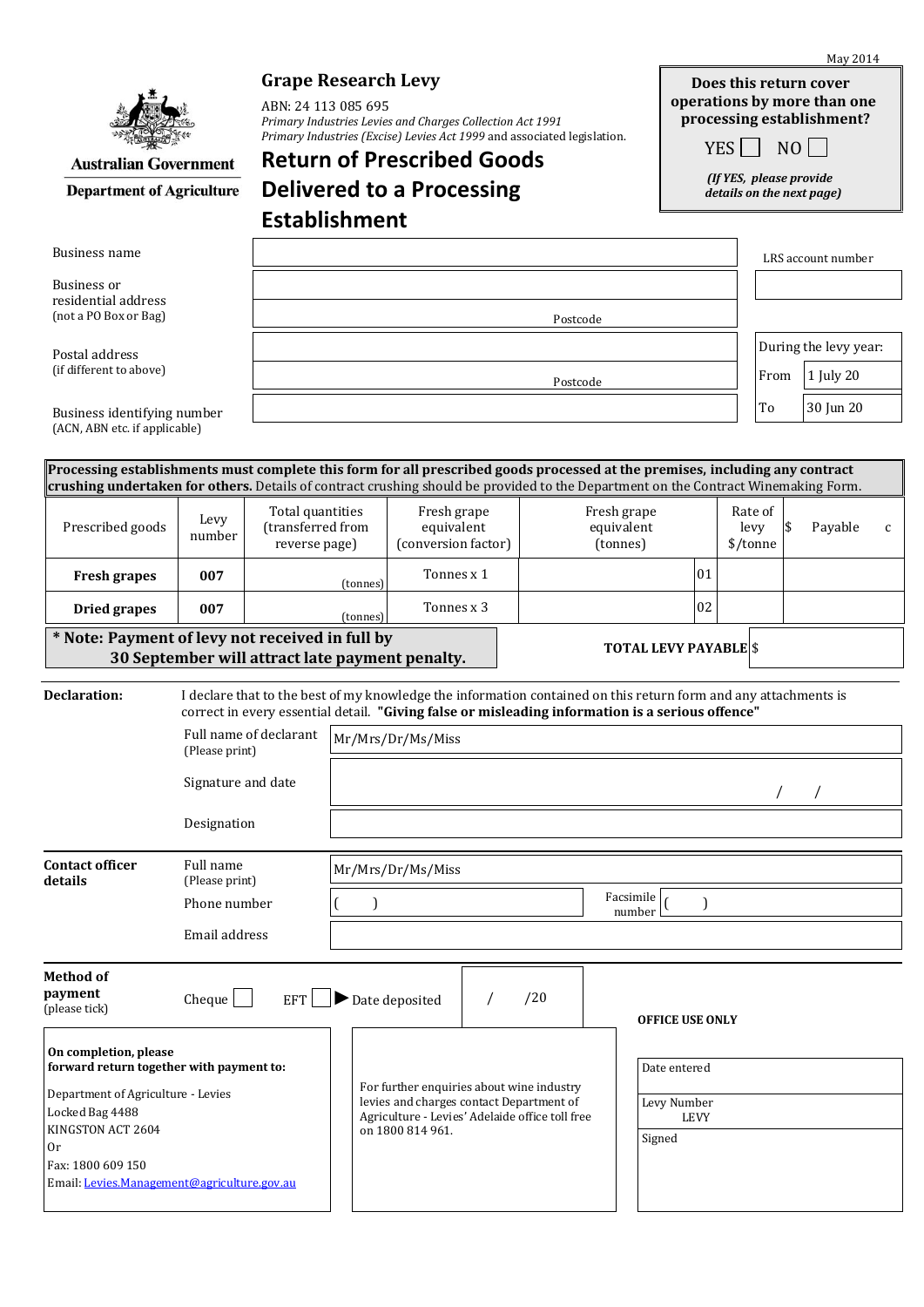May 2014

Australian Government
Department of Agriculture

# Grape Research Levy

ABN: 24 113 085 695
*Primary Industries Levies and Charges Collection Act 1991*
*Primary Industries (Excise) Levies Act 1999* and associated legislation.

# Return of Prescribed Goods Delivered to a Processing Establishment

**Does this return cover operations by more than one processing establishment?**

YES ☐ NO ☐

***(If YES, please provide details on the next page)***

| | |
|---|---|
| Business name | |
| Business or residential address (not a PO Box or Bag) | |
| | Postcode |
| Postal address (if different to above) | |
| | Postcode |
| Business identifying number (ACN, ABN etc. if applicable) | |

LRS account number

| During the levy year: | |
|---|---|
| From | 1 July 20 |
| To | 30 Jun 20 |

**Processing establishments must complete this form for all prescribed goods processed at the premises, including any contract crushing undertaken for others.** Details of contract crushing should be provided to the Department on the Contract Winemaking Form.

| Prescribed goods | Levy number | Total quantities (transferred from reverse page) | Fresh grape equivalent (conversion factor) | Fresh grape equivalent (tonnes) | | Rate of levy $/tonne | $ Payable c |
|---|---|---|---|---|---|---|---|
| **Fresh grapes** | **007** | (tonnes) | Tonnes x 1 | | 01 | | |
| **Dried grapes** | **007** | (tonnes) | Tonnes x 3 | | 02 | | |

**\* Note: Payment of levy not received in full by 30 September will attract late payment penalty.**

**TOTAL LEVY PAYABLE** $

**Declaration:** I declare that to the best of my knowledge the information contained on this return form and any attachments is correct in every essential detail. **"Giving false or misleading information is a serious offence"**

| | |
|---|---|
| Full name of declarant (Please print) | Mr/Mrs/Dr/Ms/Miss |
| Signature and date | / / |
| Designation | |

**Contact officer details**

| | |
|---|---|
| Full name (Please print) | Mr/Mrs/Dr/Ms/Miss |
| Phone number | ( ) |
| Facsimile number | ( ) |
| Email address | |

**Method of payment** (please tick)

Cheque ☐ EFT ☐ ▶ Date deposited / /20

**On completion, please forward return together with payment to:**

Department of Agriculture - Levies
Locked Bag 4488
KINGSTON ACT 2604
Or
Fax: 1800 609 150
Email: [Levies.Management@agriculture.gov.au](mailto:Levies.Management@agriculture.gov.au)

For further enquiries about wine industry levies and charges contact Department of Agriculture - Levies' Adelaide office toll free on 1800 814 961.

**OFFICE USE ONLY**

| |
|---|
| Date entered |
| Levy Number LEVY |
| Signed |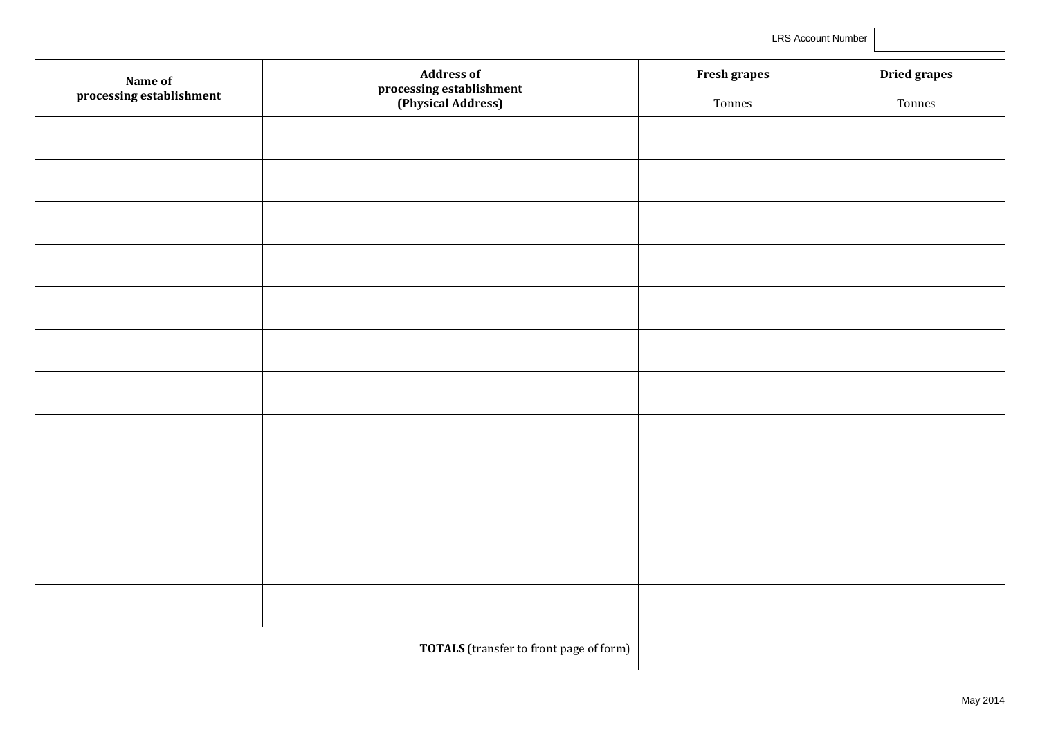LRS Account Number | |

| Name of processing establishment | Address of processing establishment (Physical Address) | Fresh grapes<br>Tonnes | Dried grapes<br>Tonnes |
|---|---|---|---|
| | | | |
| | | | |
| | | | |
| | | | |
| | | | |
| | | | |
| | | | |
| | | | |
| | | | |
| | | | |
| | | | |
| | | | |
| | **TOTALS** (transfer to front page of form) | | |

May 2014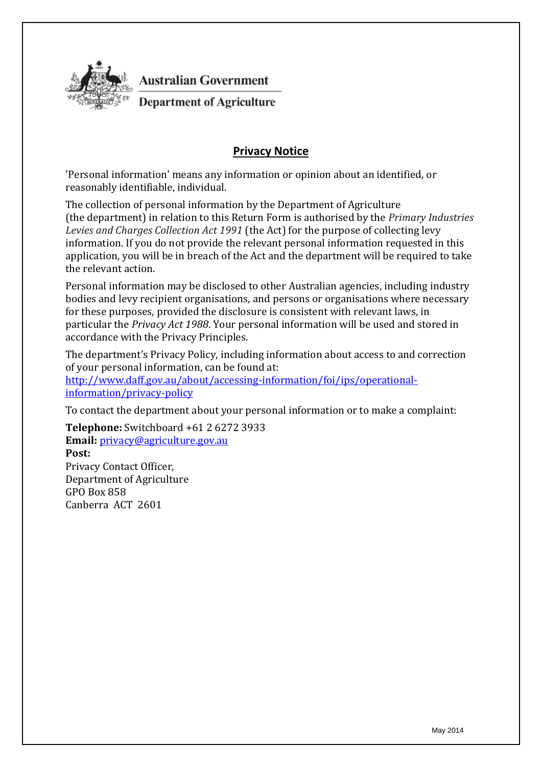Australian Government

Department of Agriculture

## Privacy Notice

'Personal information' means any information or opinion about an identified, or reasonably identifiable, individual.

The collection of personal information by the Department of Agriculture (the department) in relation to this Return Form is authorised by the *Primary Industries Levies and Charges Collection Act 1991* (the Act) for the purpose of collecting levy information. If you do not provide the relevant personal information requested in this application, you will be in breach of the Act and the department will be required to take the relevant action.

Personal information may be disclosed to other Australian agencies, including industry bodies and levy recipient organisations, and persons or organisations where necessary for these purposes, provided the disclosure is consistent with relevant laws, in particular the *Privacy Act 1988*. Your personal information will be used and stored in accordance with the Privacy Principles.

The department's Privacy Policy, including information about access to and correction of your personal information, can be found at:
[http://www.daff.gov.au/about/accessing-information/foi/ips/operational-information/privacy-policy](http://www.daff.gov.au/about/accessing-information/foi/ips/operational-information/privacy-policy)

To contact the department about your personal information or to make a complaint:

**Telephone:** Switchboard +61 2 6272 3933
**Email:** [privacy@agriculture.gov.au](mailto:privacy@agriculture.gov.au)
**Post:**
Privacy Contact Officer,
Department of Agriculture
GPO Box 858
Canberra ACT 2601

May 2014